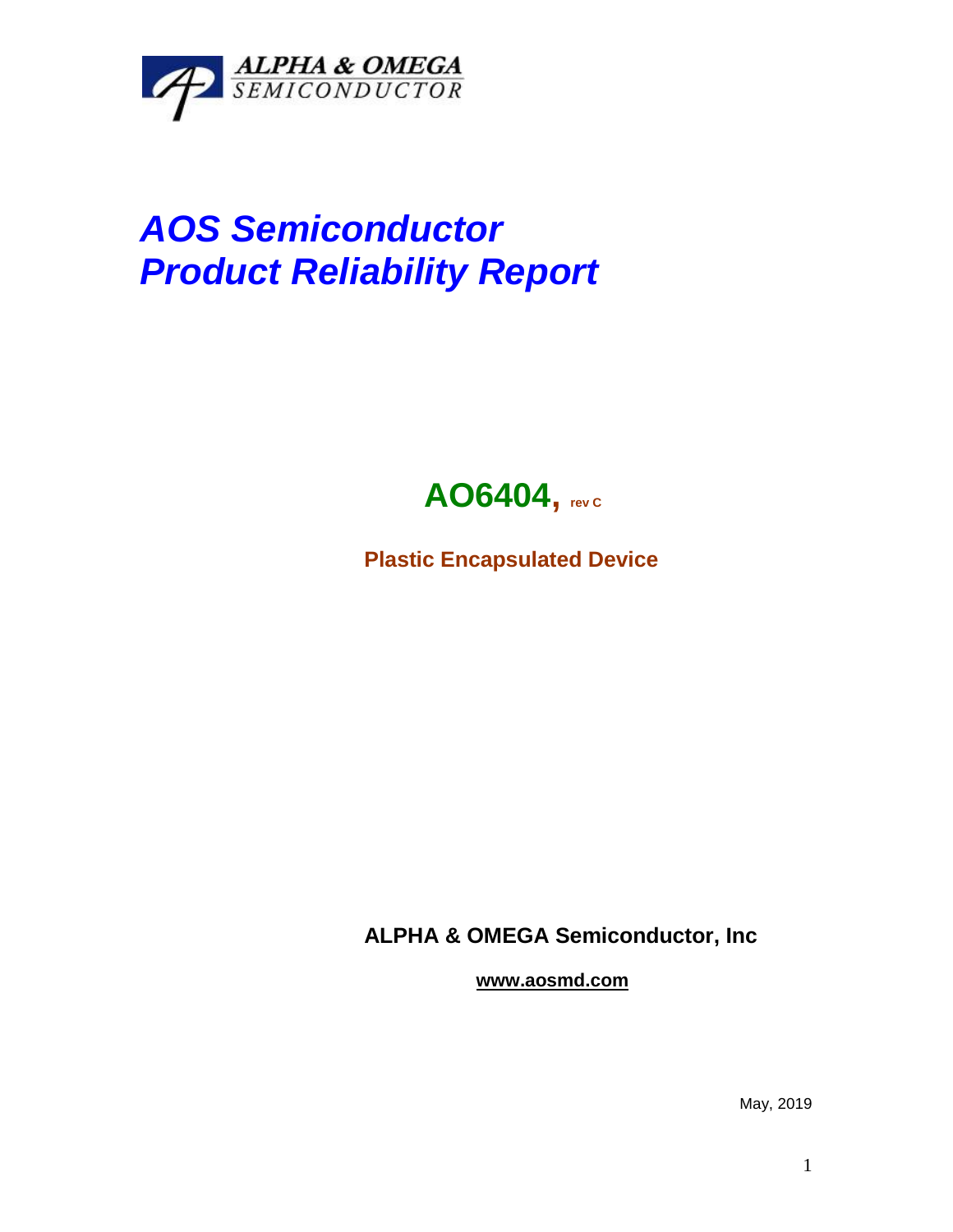ALPHA & OMEGA
SEMICONDUCTOR

# *AOS Semiconductor*
# *Product Reliability Report*

## **AO6404, rev C**

**Plastic Encapsulated Device**

**ALPHA & OMEGA Semiconductor, Inc**

**www.aosmd.com**

May, 2019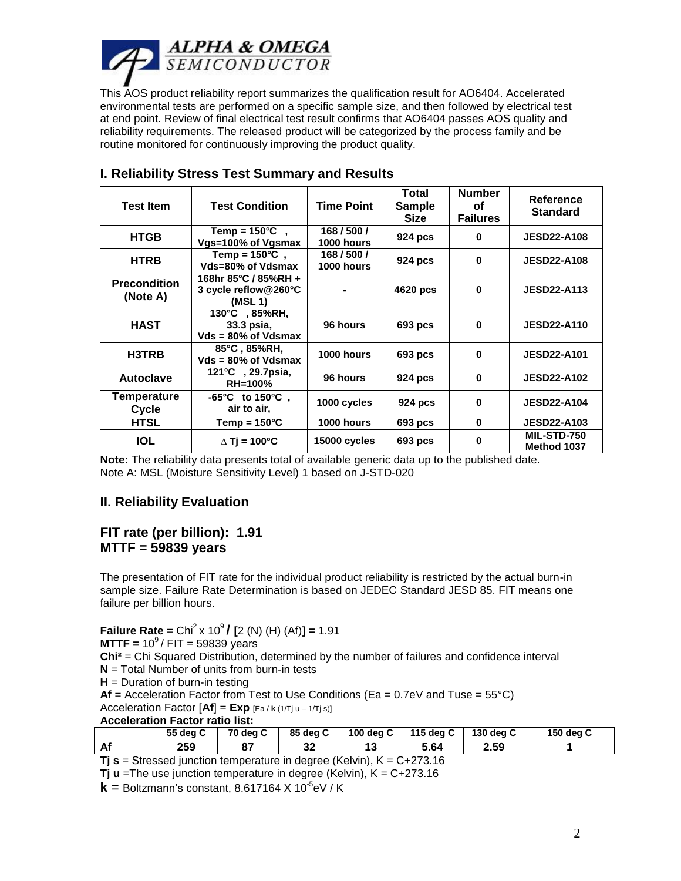ALPHA & OMEGA SEMICONDUCTOR

This AOS product reliability report summarizes the qualification result for AO6404. Accelerated environmental tests are performed on a specific sample size, and then followed by electrical test at end point. Review of final electrical test result confirms that AO6404 passes AOS quality and reliability requirements. The released product will be categorized by the process family and be routine monitored for continuously improving the product quality.

## I. Reliability Stress Test Summary and Results

| Test Item | Test Condition | Time Point | Total Sample Size | Number of Failures | Reference Standard |
|---|---|---|---|---|---|
| HTGB | Temp = 150°C , Vgs=100% of Vgsmax | 168 / 500 / 1000 hours | 924 pcs | 0 | JESD22-A108 |
| HTRB | Temp = 150°C , Vds=80% of Vdsmax | 168 / 500 / 1000 hours | 924 pcs | 0 | JESD22-A108 |
| Precondition (Note A) | 168hr 85°C / 85%RH + 3 cycle reflow@260°C (MSL 1) | - | 4620 pcs | 0 | JESD22-A113 |
| HAST | 130°C , 85%RH, 33.3 psia, Vds = 80% of Vdsmax | 96 hours | 693 pcs | 0 | JESD22-A110 |
| H3TRB | 85°C , 85%RH, Vds = 80% of Vdsmax | 1000 hours | 693 pcs | 0 | JESD22-A101 |
| Autoclave | 121°C , 29.7psia, RH=100% | 96 hours | 924 pcs | 0 | JESD22-A102 |
| Temperature Cycle | -65°C to 150°C , air to air, | 1000 cycles | 924 pcs | 0 | JESD22-A104 |
| HTSL | Temp = 150°C | 1000 hours | 693 pcs | 0 | JESD22-A103 |
| IOL | $\Delta$ Tj = 100°C | 15000 cycles | 693 pcs | 0 | MIL-STD-750 Method 1037 |

**Note:** The reliability data presents total of available generic data up to the published date.
Note A: MSL (Moisture Sensitivity Level) 1 based on J-STD-020

## II. Reliability Evaluation

### FIT rate (per billion): 1.91
### MTTF = 59839 years

The presentation of FIT rate for the individual product reliability is restricted by the actual burn-in sample size. Failure Rate Determination is based on JEDEC Standard JESD 85. FIT means one failure per billion hours.

**Failure Rate** = $Chi^2 \times 10^9$ **/ [**2 (N) (H) (Af)**] =** 1.91
**MTTF =** $10^9$ / FIT = 59839 years
**Chi²** = Chi Squared Distribution, determined by the number of failures and confidence interval
**N** = Total Number of units from burn-in tests
**H** = Duration of burn-in testing
**Af** = Acceleration Factor from Test to Use Conditions (Ea = 0.7eV and Tuse = 55°C)
Acceleration Factor [**Af**] = **Exp** [Ea / **k** (1/Tj u – 1/Tj s)]
**Acceleration Factor ratio list:**

| | 55 deg C | 70 deg C | 85 deg C | 100 deg C | 115 deg C | 130 deg C | 150 deg C |
|---|---|---|---|---|---|---|---|
| Af | 259 | 87 | 32 | 13 | 5.64 | 2.59 | 1 |

**Tj s** = Stressed junction temperature in degree (Kelvin), K = C+273.16
**Tj u** =The use junction temperature in degree (Kelvin), K = C+273.16
**k** = Boltzmann's constant, 8.617164 X $10^{-5}$eV / K